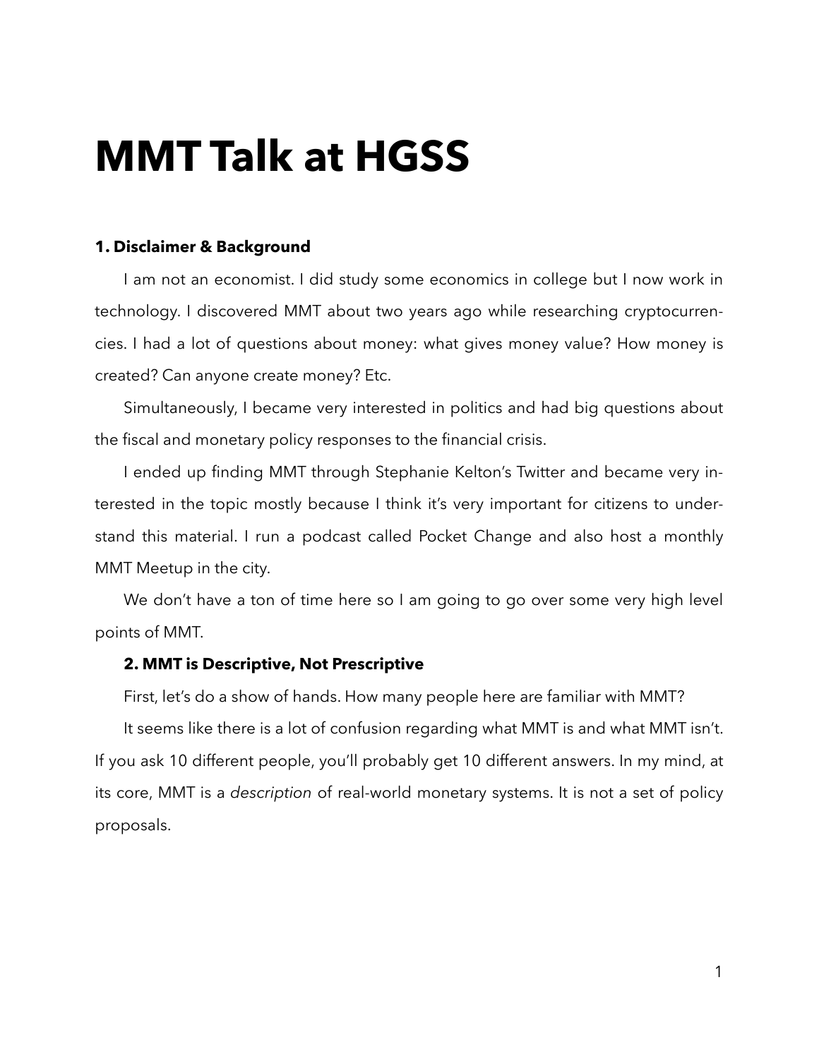# MMT Talk at HGSS

### 1. Disclaimer & Background

I am not an economist. I did study some economics in college but I now work in technology. I discovered MMT about two years ago while researching cryptocurrencies. I had a lot of questions about money: what gives money value? How money is created? Can anyone create money? Etc.

Simultaneously, I became very interested in politics and had big questions about the fiscal and monetary policy responses to the financial crisis.

I ended up finding MMT through Stephanie Kelton's Twitter and became very interested in the topic mostly because I think it's very important for citizens to understand this material. I run a podcast called Pocket Change and also host a monthly MMT Meetup in the city.

We don't have a ton of time here so I am going to go over some very high level points of MMT.

### 2. MMT is Descriptive, Not Prescriptive

First, let's do a show of hands. How many people here are familiar with MMT?

It seems like there is a lot of confusion regarding what MMT is and what MMT isn't. If you ask 10 different people, you'll probably get 10 different answers. In my mind, at its core, MMT is a *description* of real-world monetary systems. It is not a set of policy proposals.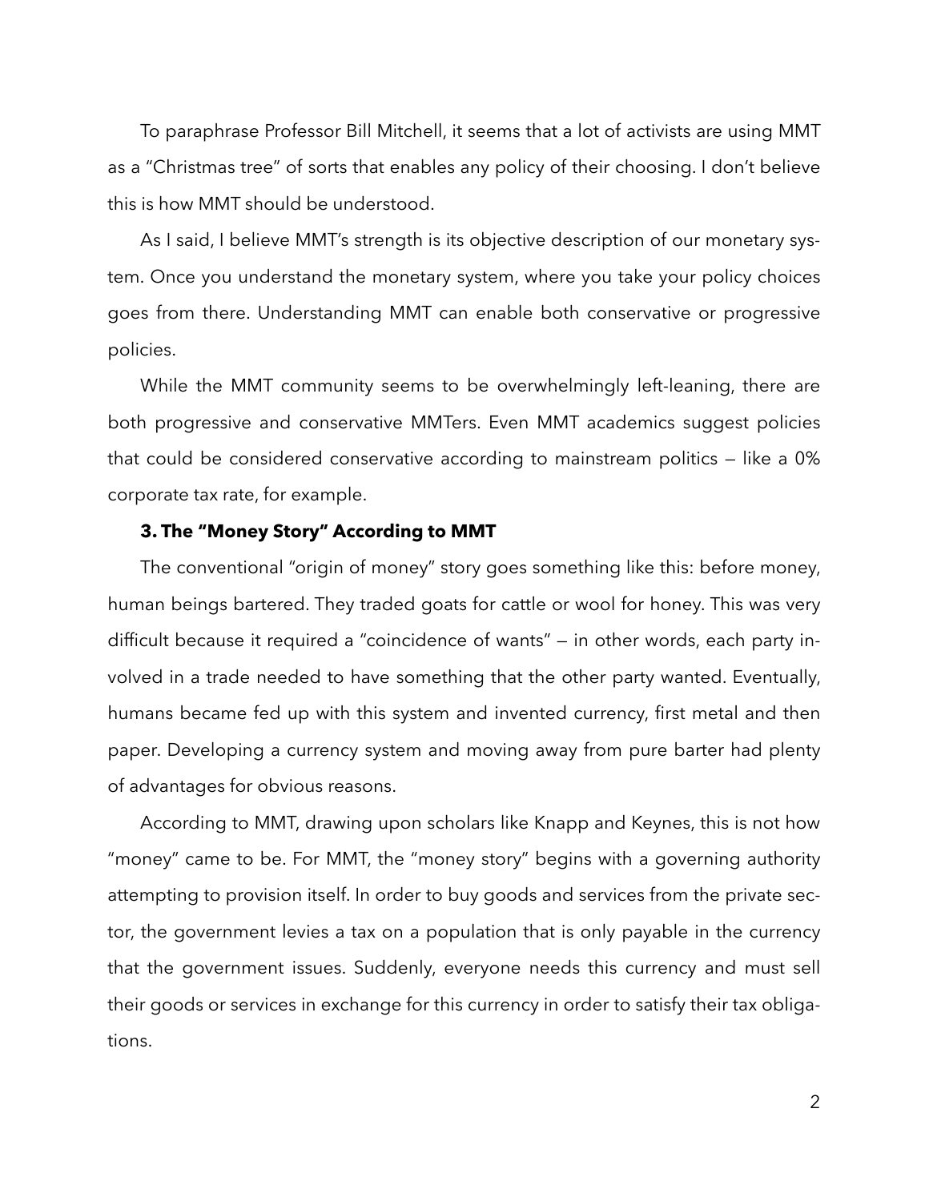To paraphrase Professor Bill Mitchell, it seems that a lot of activists are using MMT as a "Christmas tree" of sorts that enables any policy of their choosing. I don't believe this is how MMT should be understood.

As I said, I believe MMT's strength is its objective description of our monetary system. Once you understand the monetary system, where you take your policy choices goes from there. Understanding MMT can enable both conservative or progressive policies.

While the MMT community seems to be overwhelmingly left-leaning, there are both progressive and conservative MMTers. Even MMT academics suggest policies that could be considered conservative according to mainstream politics — like a 0% corporate tax rate, for example.

### 3. The "Money Story" According to MMT

The conventional "origin of money" story goes something like this: before money, human beings bartered. They traded goats for cattle or wool for honey. This was very difficult because it required a "coincidence of wants" — in other words, each party involved in a trade needed to have something that the other party wanted. Eventually, humans became fed up with this system and invented currency, first metal and then paper. Developing a currency system and moving away from pure barter had plenty of advantages for obvious reasons.

According to MMT, drawing upon scholars like Knapp and Keynes, this is not how "money" came to be. For MMT, the "money story" begins with a governing authority attempting to provision itself. In order to buy goods and services from the private sector, the government levies a tax on a population that is only payable in the currency that the government issues. Suddenly, everyone needs this currency and must sell their goods or services in exchange for this currency in order to satisfy their tax obligations.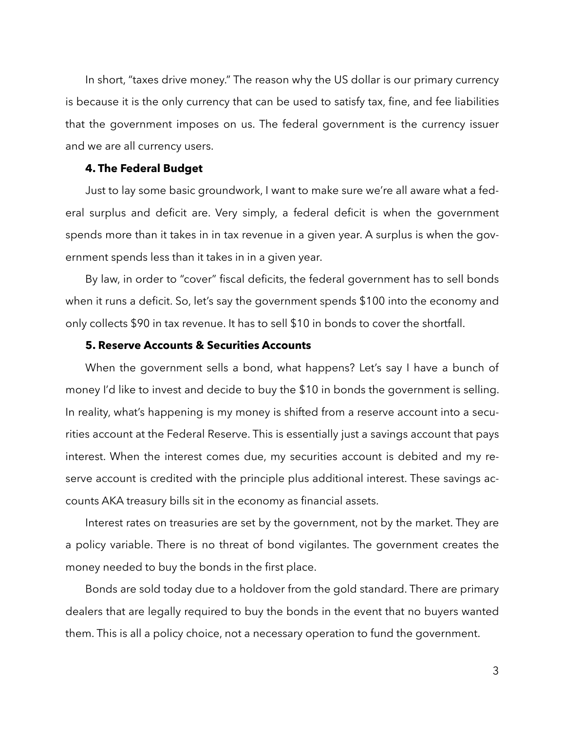In short, “taxes drive money.” The reason why the US dollar is our primary currency is because it is the only currency that can be used to satisfy tax, fine, and fee liabilities that the government imposes on us. The federal government is the currency issuer and we are all currency users.

### 4. The Federal Budget

Just to lay some basic groundwork, I want to make sure we’re all aware what a federal surplus and deficit are. Very simply, a federal deficit is when the government spends more than it takes in in tax revenue in a given year. A surplus is when the government spends less than it takes in in a given year.

By law, in order to “cover” fiscal deficits, the federal government has to sell bonds when it runs a deficit. So, let’s say the government spends $100 into the economy and only collects $90 in tax revenue. It has to sell $10 in bonds to cover the shortfall.

### 5. Reserve Accounts & Securities Accounts

When the government sells a bond, what happens? Let’s say I have a bunch of money I’d like to invest and decide to buy the $10 in bonds the government is selling. In reality, what’s happening is my money is shifted from a reserve account into a securities account at the Federal Reserve. This is essentially just a savings account that pays interest. When the interest comes due, my securities account is debited and my reserve account is credited with the principle plus additional interest. These savings accounts AKA treasury bills sit in the economy as financial assets.

Interest rates on treasuries are set by the government, not by the market. They are a policy variable. There is no threat of bond vigilantes. The government creates the money needed to buy the bonds in the first place.

Bonds are sold today due to a holdover from the gold standard. There are primary dealers that are legally required to buy the bonds in the event that no buyers wanted them. This is all a policy choice, not a necessary operation to fund the government.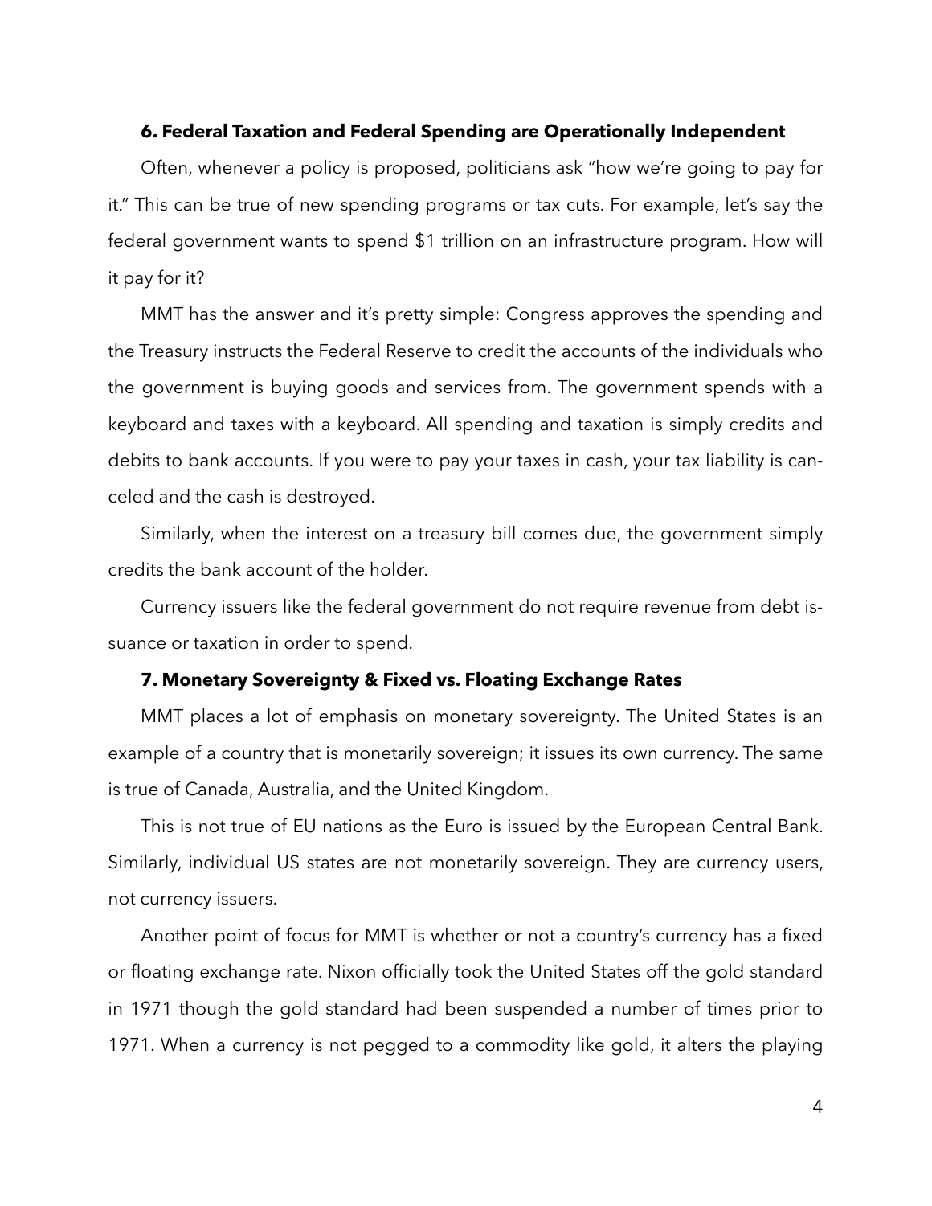### 6. Federal Taxation and Federal Spending are Operationally Independent

Often, whenever a policy is proposed, politicians ask "how we're going to pay for it." This can be true of new spending programs or tax cuts. For example, let's say the federal government wants to spend $1 trillion on an infrastructure program. How will it pay for it?

MMT has the answer and it's pretty simple: Congress approves the spending and the Treasury instructs the Federal Reserve to credit the accounts of the individuals who the government is buying goods and services from. The government spends with a keyboard and taxes with a keyboard. All spending and taxation is simply credits and debits to bank accounts. If you were to pay your taxes in cash, your tax liability is canceled and the cash is destroyed.

Similarly, when the interest on a treasury bill comes due, the government simply credits the bank account of the holder.

Currency issuers like the federal government do not require revenue from debt issuance or taxation in order to spend.

### 7. Monetary Sovereignty & Fixed vs. Floating Exchange Rates

MMT places a lot of emphasis on monetary sovereignty. The United States is an example of a country that is monetarily sovereign; it issues its own currency. The same is true of Canada, Australia, and the United Kingdom.

This is not true of EU nations as the Euro is issued by the European Central Bank. Similarly, individual US states are not monetarily sovereign. They are currency users, not currency issuers.

Another point of focus for MMT is whether or not a country's currency has a fixed or floating exchange rate. Nixon officially took the United States off the gold standard in 1971 though the gold standard had been suspended a number of times prior to 1971. When a currency is not pegged to a commodity like gold, it alters the playing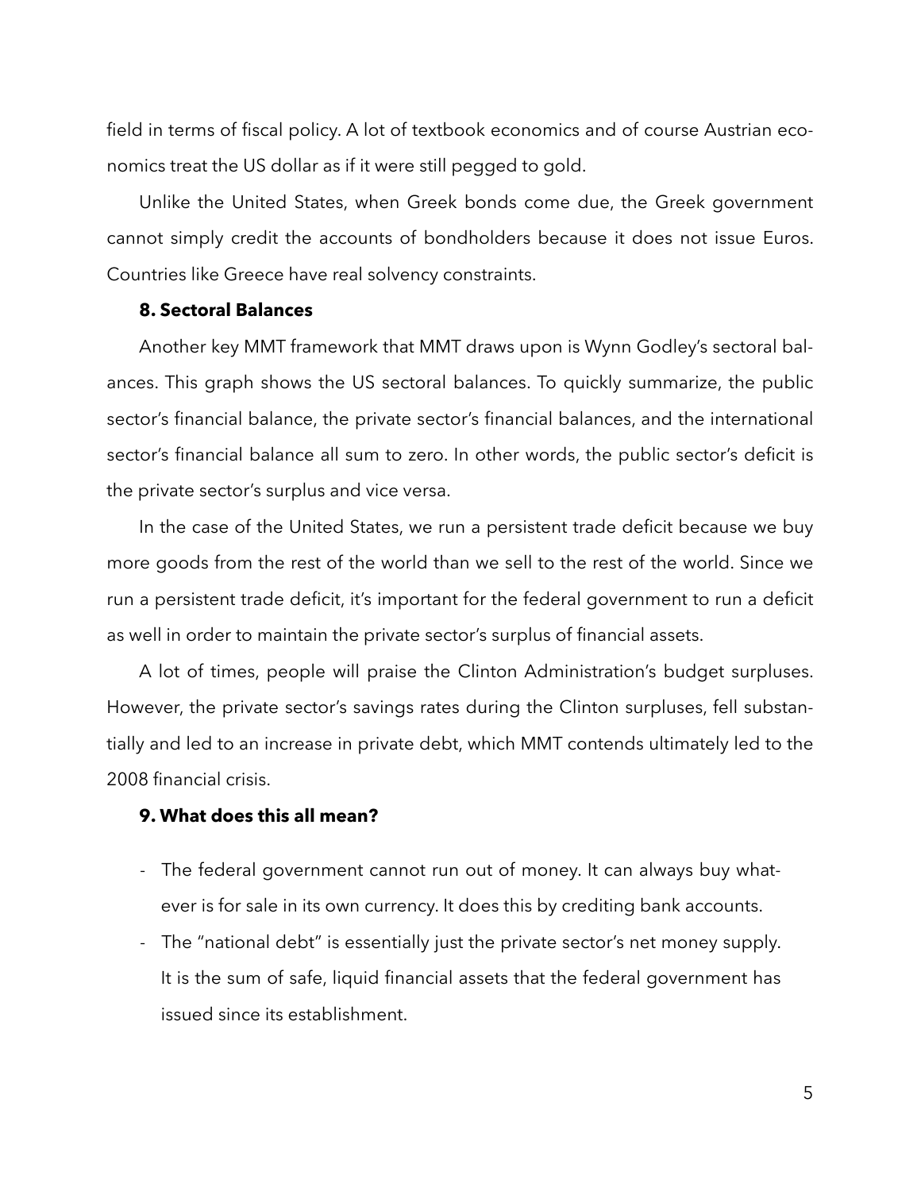field in terms of fiscal policy. A lot of textbook economics and of course Austrian economics treat the US dollar as if it were still pegged to gold.

Unlike the United States, when Greek bonds come due, the Greek government cannot simply credit the accounts of bondholders because it does not issue Euros. Countries like Greece have real solvency constraints.

**8. Sectoral Balances**

Another key MMT framework that MMT draws upon is Wynn Godley's sectoral balances. This graph shows the US sectoral balances. To quickly summarize, the public sector's financial balance, the private sector's financial balances, and the international sector's financial balance all sum to zero. In other words, the public sector's deficit is the private sector's surplus and vice versa.

In the case of the United States, we run a persistent trade deficit because we buy more goods from the rest of the world than we sell to the rest of the world. Since we run a persistent trade deficit, it's important for the federal government to run a deficit as well in order to maintain the private sector's surplus of financial assets.

A lot of times, people will praise the Clinton Administration's budget surpluses. However, the private sector's savings rates during the Clinton surpluses, fell substantially and led to an increase in private debt, which MMT contends ultimately led to the 2008 financial crisis.

**9. What does this all mean?**

- The federal government cannot run out of money. It can always buy whatever is for sale in its own currency. It does this by crediting bank accounts.
- The "national debt" is essentially just the private sector's net money supply. It is the sum of safe, liquid financial assets that the federal government has issued since its establishment.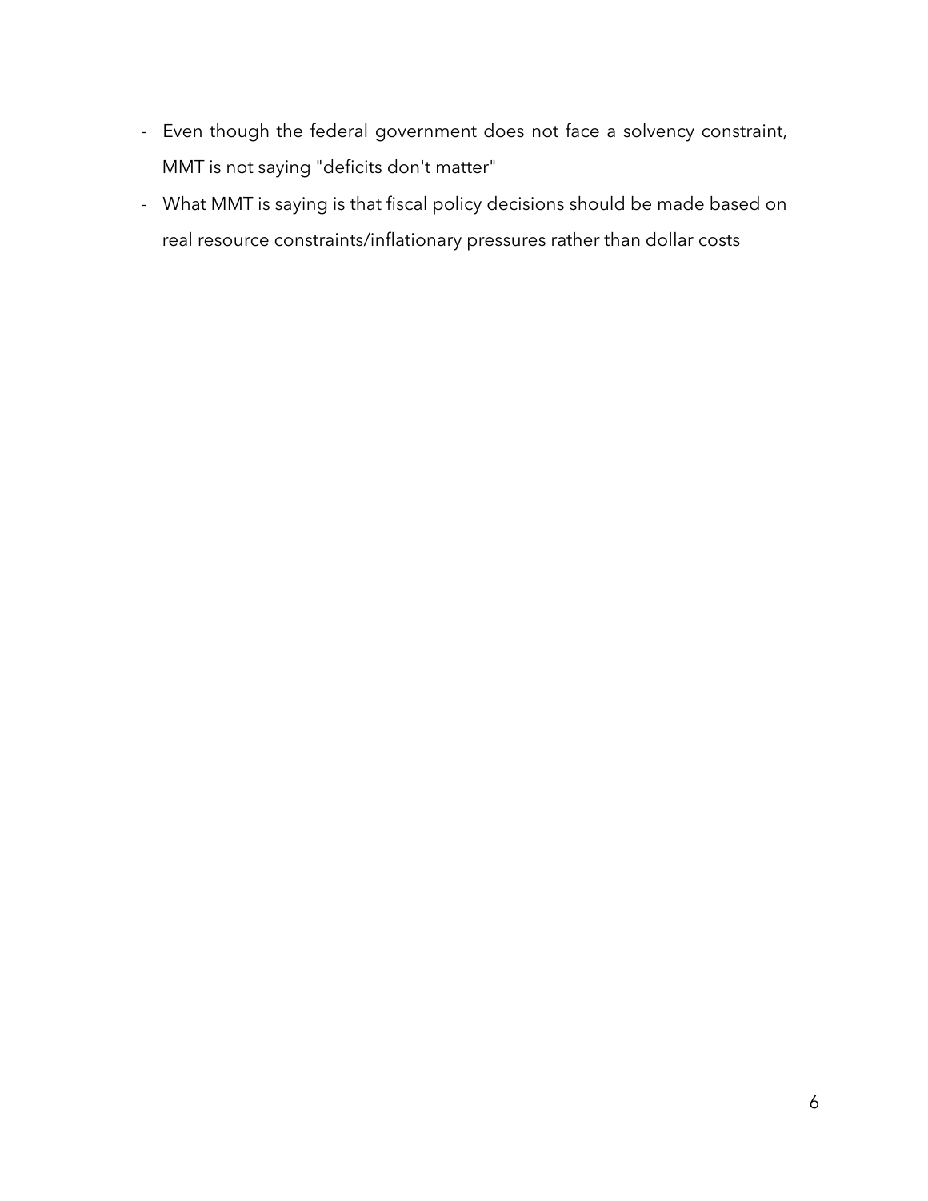- Even though the federal government does not face a solvency constraint, MMT is not saying "deficits don't matter"
- What MMT is saying is that fiscal policy decisions should be made based on real resource constraints/inflationary pressures rather than dollar costs